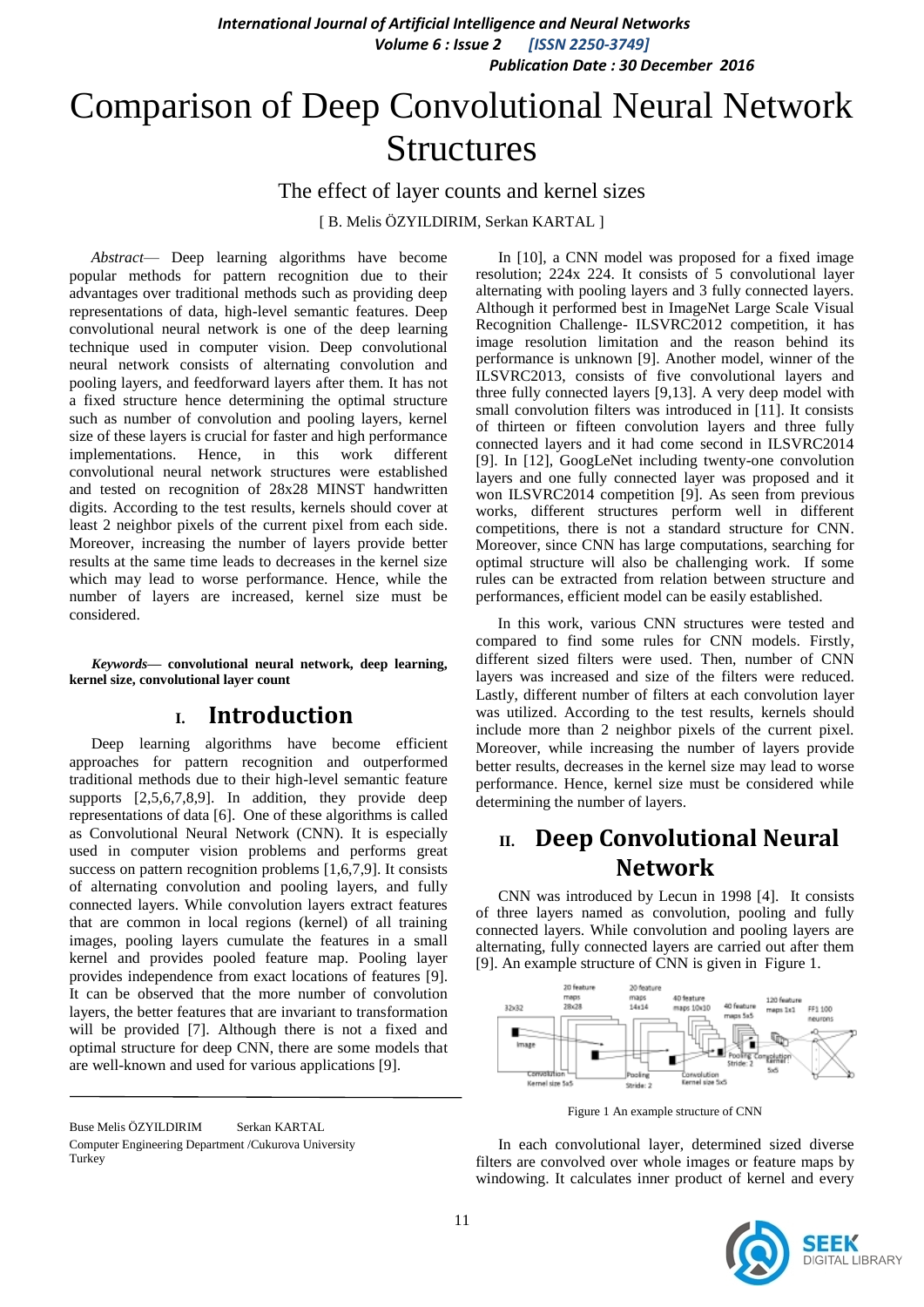# Comparison of Deep Convolutional Neural Network Structures

## The effect of layer counts and kernel sizes

[ B. Melis ÖZYILDIRIM, Serkan KARTAL ]

*Abstract*— Deep learning algorithms have become popular methods for pattern recognition due to their advantages over traditional methods such as providing deep representations of data, high-level semantic features. Deep convolutional neural network is one of the deep learning technique used in computer vision. Deep convolutional neural network consists of alternating convolution and pooling layers, and feedforward layers after them. It has not a fixed structure hence determining the optimal structure such as number of convolution and pooling layers, kernel size of these layers is crucial for faster and high performance implementations. Hence, in this work different convolutional neural network structures were established and tested on recognition of 28x28 MINST handwritten digits. According to the test results, kernels should cover at least 2 neighbor pixels of the current pixel from each side. Moreover, increasing the number of layers provide better results at the same time leads to decreases in the kernel size which may lead to worse performance. Hence, while the number of layers are increased, kernel size must be considered.

***Keywords*— convolutional neural network, deep learning, kernel size, convolutional layer count**

## I. Introduction

Deep learning algorithms have become efficient approaches for pattern recognition and outperformed traditional methods due to their high-level semantic feature supports [2,5,6,7,8,9]. In addition, they provide deep representations of data [6]. One of these algorithms is called as Convolutional Neural Network (CNN). It is especially used in computer vision problems and performs great success on pattern recognition problems [1,6,7,9]. It consists of alternating convolution and pooling layers, and fully connected layers. While convolution layers extract features that are common in local regions (kernel) of all training images, pooling layers cumulate the features in a small kernel and provides pooled feature map. Pooling layer provides independence from exact locations of features [9]. It can be observed that the more number of convolution layers, the better features that are invariant to transformation will be provided [7]. Although there is not a fixed and optimal structure for deep CNN, there are some models that are well-known and used for various applications [9].

In [10], a CNN model was proposed for a fixed image resolution; 224x 224. It consists of 5 convolutional layer alternating with pooling layers and 3 fully connected layers. Although it performed best in ImageNet Large Scale Visual Recognition Challenge- ILSVRC2012 competition, it has image resolution limitation and the reason behind its performance is unknown [9]. Another model, winner of the ILSVRC2013, consists of five convolutional layers and three fully connected layers [9,13]. A very deep model with small convolution filters was introduced in [11]. It consists of thirteen or fifteen convolution layers and three fully connected layers and it had come second in ILSVRC2014 [9]. In [12], GoogLeNet including twenty-one convolution layers and one fully connected layer was proposed and it won ILSVRC2014 competition [9]. As seen from previous works, different structures perform well in different competitions, there is not a standard structure for CNN. Moreover, since CNN has large computations, searching for optimal structure will also be challenging work. If some rules can be extracted from relation between structure and performances, efficient model can be easily established.

In this work, various CNN structures were tested and compared to find some rules for CNN models. Firstly, different sized filters were used. Then, number of CNN layers was increased and size of the filters were reduced. Lastly, different number of filters at each convolution layer was utilized. According to the test results, kernels should include more than 2 neighbor pixels of the current pixel. Moreover, while increasing the number of layers provide better results, decreases in the kernel size may lead to worse performance. Hence, kernel size must be considered while determining the number of layers.

## II. Deep Convolutional Neural Network

CNN was introduced by Lecun in 1998 [4]. It consists of three layers named as convolution, pooling and fully connected layers. While convolution and pooling layers are alternating, fully connected layers are carried out after them [9]. An example structure of CNN is given in Figure 1.

Figure 1 An example structure of CNN

In each convolutional layer, determined sized diverse filters are convolved over whole images or feature maps by windowing. It calculates inner product of kernel and every

---

Buse Melis ÖZYILDIRIM Serkan KARTAL

Computer Engineering Department /Cukurova University Turkey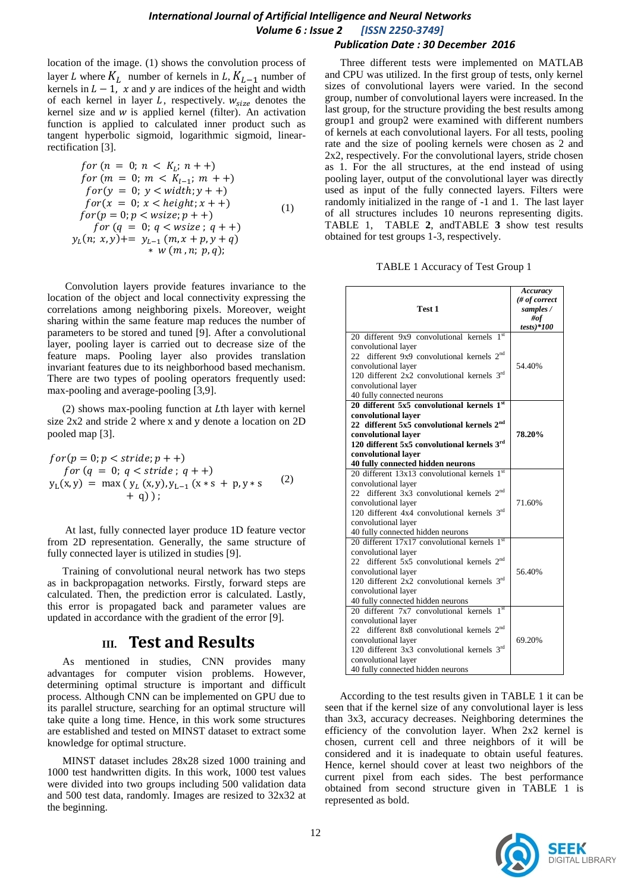location of the image. (1) shows the convolution process of layer $L$ where $K_L$ number of kernels in $L$, $K_{L-1}$ number of kernels in $L-1$, $x$ and $y$ are indices of the height and width of each kernel in layer $L$, respectively. $w_{size}$ denotes the kernel size and $w$ is applied kernel (filter). An activation function is applied to calculated inner product such as tangent hyperbolic sigmoid, logarithmic sigmoid, linear-rectification [3].

$$
\begin{aligned}
&for\ (n = 0;\ n < K_L;\ n++) \\
&\quad for\ (m = 0;\ m < K_{l-1};\ m++) \\
&\quad\quad for(y = 0;\ y < width; y++) \\
&\quad\quad\quad for(x = 0;\ x < height; x++) \\
&\quad\quad\quad\quad for(p = 0; p < wsize; p++) \\
&\quad\quad\quad\quad\quad for\ (q = 0;\ q < wsize\ ;\ q++) \\
&y_L(n;\ x,y) += \ y_{L-1}\,(m, x+p, y+q) * w\,(m\,, n;\ p,q);
\end{aligned} \tag{1}
$$

Convolution layers provide features invariance to the location of the object and local connectivity expressing the correlations among neighboring pixels. Moreover, weight sharing within the same feature map reduces the number of parameters to be stored and tuned [9]. After a convolutional layer, pooling layer is carried out to decrease size of the feature maps. Pooling layer also provides translation invariant features due to its neighborhood based mechanism. There are two types of pooling operators frequently used: max-pooling and average-pooling [3,9].

(2) shows max-pooling function at $L$th layer with kernel size 2x2 and stride 2 where x and y denote a location on 2D pooled map [3].

$$
\begin{aligned}
&for(p = 0; p < stride; p++) \\
&\quad for\ (q = 0;\ q < stride\ ;\ q++) \\
&y_L(x,y) = \max\,(\,y_L\,(x,y), y_{L-1}\,(x*s + p, y*s + q)\,)\,;
\end{aligned} \tag{2}
$$

At last, fully connected layer produce 1D feature vector from 2D representation. Generally, the same structure of fully connected layer is utilized in studies [9].

Training of convolutional neural network has two steps as in backpropagation networks. Firstly, forward steps are calculated. Then, the prediction error is calculated. Lastly, this error is propagated back and parameter values are updated in accordance with the gradient of the error [9].

## III. Test and Results

As mentioned in studies, CNN provides many advantages for computer vision problems. However, determining optimal structure is important and difficult process. Although CNN can be implemented on GPU due to its parallel structure, searching for an optimal structure will take quite a long time. Hence, in this work some structures are established and tested on MINST dataset to extract some knowledge for optimal structure.

MINST dataset includes 28x28 sized 1000 training and 1000 test handwritten digits. In this work, 1000 test values were divided into two groups including 500 validation data and 500 test data, randomly. Images are resized to 32x32 at the beginning.

Three different tests were implemented on MATLAB and CPU was utilized. In the first group of tests, only kernel sizes of convolutional layers were varied. In the second group, number of convolutional layers were increased. In the last group, for the structure providing the best results among group1 and group2 were examined with different numbers of kernels at each convolutional layers. For all tests, pooling rate and the size of pooling kernels were chosen as 2 and 2x2, respectively. For the convolutional layers, stride chosen as 1. For the all structures, at the end instead of using pooling layer, output of the convolutional layer was directly used as input of the fully connected layers. Filters were randomly initialized in the range of -1 and 1. The last layer of all structures includes 10 neurons representing digits. TABLE 1, TABLE **2**, andTABLE **3** show test results obtained for test groups 1-3, respectively.

TABLE 1 Accuracy of Test Group 1

| Test 1 | *Accuracy (# of correct samples / #of tests)\*100* |
|---|---|
| 20 different 9x9 convolutional kernels 1st convolutional layer<br>22 different 9x9 convolutional kernels 2nd convolutional layer<br>120 different 2x2 convolutional kernels 3rd convolutional layer<br>40 fully connected neurons | 54.40% |
| **20 different 5x5 convolutional kernels 1st convolutional layer<br>22 different 5x5 convolutional kernels 2nd convolutional layer<br>120 different 5x5 convolutional kernels 3rd convolutional layer<br>40 fully connected hidden neurons** | **78.20%** |
| 20 different 13x13 convolutional kernels 1st convolutional layer<br>22 different 3x3 convolutional kernels 2nd convolutional layer<br>120 different 4x4 convolutional kernels 3rd convolutional layer<br>40 fully connected hidden neurons | 71.60% |
| 20 different 17x17 convolutional kernels 1st convolutional layer<br>22 different 5x5 convolutional kernels 2nd convolutional layer<br>120 different 2x2 convolutional kernels 3rd convolutional layer<br>40 fully connected hidden neurons | 56.40% |
| 20 different 7x7 convolutional kernels 1st convolutional layer<br>22 different 8x8 convolutional kernels 2nd convolutional layer<br>120 different 3x3 convolutional kernels 3rd convolutional layer<br>40 fully connected hidden neurons | 69.20% |

According to the test results given in TABLE 1 it can be seen that if the kernel size of any convolutional layer is less than 3x3, accuracy decreases. Neighboring determines the efficiency of the convolution layer. When 2x2 kernel is chosen, current cell and three neighbors of it will be considered and it is inadequate to obtain useful features. Hence, kernel should cover at least two neighbors of the current pixel from each sides. The best performance obtained from second structure given in TABLE 1 is represented as bold.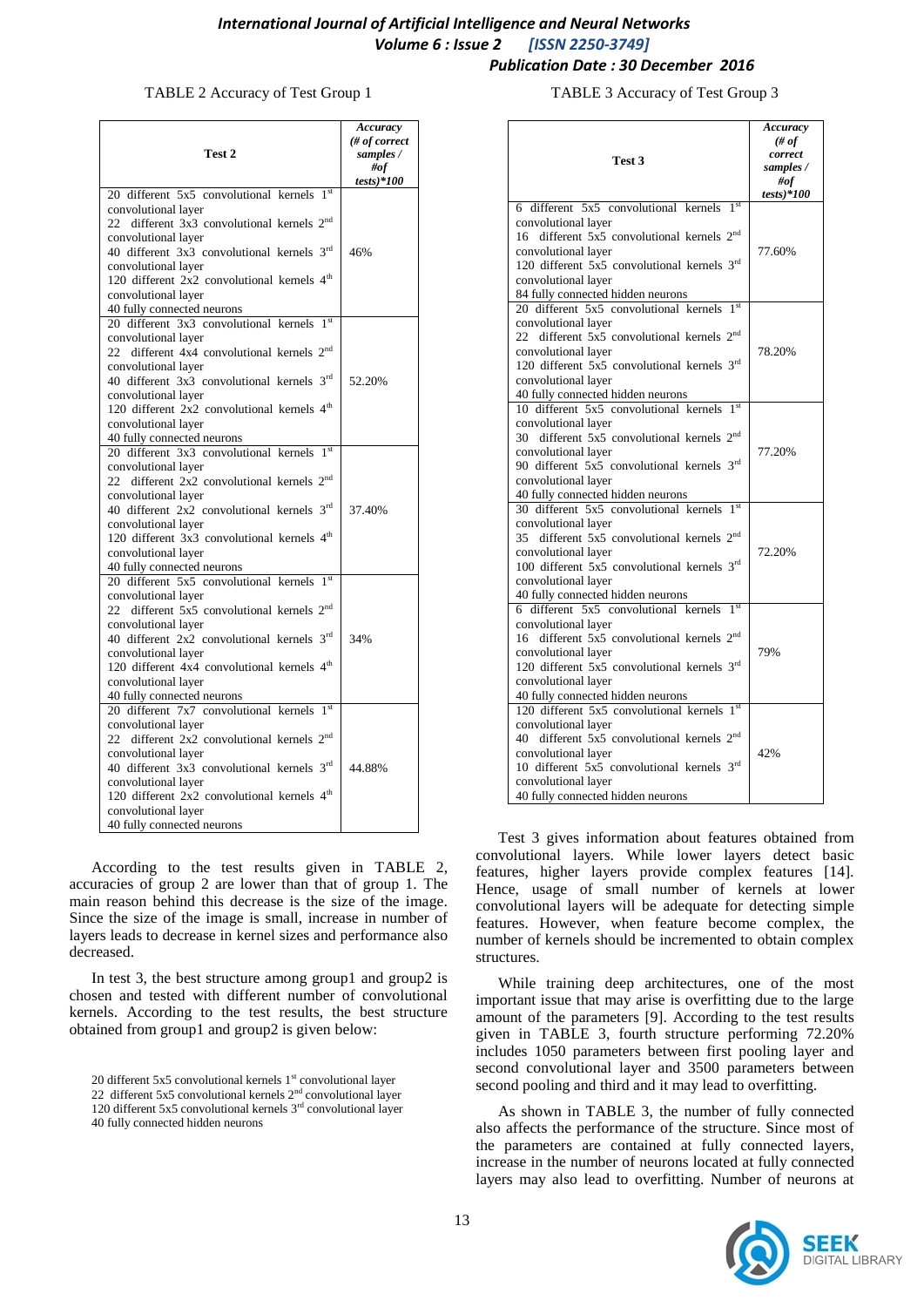TABLE 2 Accuracy of Test Group 1

| Test 2 | *Accuracy (# of correct samples / #of tests)\*100* |
|---|---|
| 20 different 5x5 convolutional kernels 1st convolutional layer<br>22 different 3x3 convolutional kernels 2nd convolutional layer<br>40 different 3x3 convolutional kernels 3rd convolutional layer<br>120 different 2x2 convolutional kernels 4th convolutional layer<br>40 fully connected neurons | 46% |
| 20 different 3x3 convolutional kernels 1st convolutional layer<br>22 different 4x4 convolutional kernels 2nd convolutional layer<br>40 different 3x3 convolutional kernels 3rd convolutional layer<br>120 different 2x2 convolutional kernels 4th convolutional layer<br>40 fully connected neurons | 52.20% |
| 20 different 3x3 convolutional kernels 1st convolutional layer<br>22 different 2x2 convolutional kernels 2nd convolutional layer<br>40 different 2x2 convolutional kernels 3rd convolutional layer<br>120 different 3x3 convolutional kernels 4th convolutional layer<br>40 fully connected neurons | 37.40% |
| 20 different 5x5 convolutional kernels 1st convolutional layer<br>22 different 5x5 convolutional kernels 2nd convolutional layer<br>40 different 2x2 convolutional kernels 3rd convolutional layer<br>120 different 4x4 convolutional kernels 4th convolutional layer<br>40 fully connected neurons | 34% |
| 20 different 7x7 convolutional kernels 1st convolutional layer<br>22 different 2x2 convolutional kernels 2nd convolutional layer<br>40 different 3x3 convolutional kernels 3rd convolutional layer<br>120 different 2x2 convolutional kernels 4th convolutional layer<br>40 fully connected neurons | 44.88% |

According to the test results given in TABLE 2, accuracies of group 2 are lower than that of group 1. The main reason behind this decrease is the size of the image. Since the size of the image is small, increase in number of layers leads to decrease in kernel sizes and performance also decreased.

In test 3, the best structure among group1 and group2 is chosen and tested with different number of convolutional kernels. According to the test results, the best structure obtained from group1 and group2 is given below:

20 different 5x5 convolutional kernels 1st convolutional layer
22 different 5x5 convolutional kernels 2nd convolutional layer
120 different 5x5 convolutional kernels 3rd convolutional layer
40 fully connected hidden neurons

TABLE 3 Accuracy of Test Group 3

| Test 3 | *Accuracy (# of correct samples / #of tests)\*100* |
|---|---|
| 6 different 5x5 convolutional kernels 1st convolutional layer<br>16 different 5x5 convolutional kernels 2nd convolutional layer<br>120 different 5x5 convolutional kernels 3rd convolutional layer<br>84 fully connected hidden neurons | 77.60% |
| 20 different 5x5 convolutional kernels 1st convolutional layer<br>22 different 5x5 convolutional kernels 2nd convolutional layer<br>120 different 5x5 convolutional kernels 3rd convolutional layer<br>40 fully connected hidden neurons | 78.20% |
| 10 different 5x5 convolutional kernels 1st convolutional layer<br>30 different 5x5 convolutional kernels 2nd convolutional layer<br>90 different 5x5 convolutional kernels 3rd convolutional layer<br>40 fully connected hidden neurons | 77.20% |
| 30 different 5x5 convolutional kernels 1st convolutional layer<br>35 different 5x5 convolutional kernels 2nd convolutional layer<br>100 different 5x5 convolutional kernels 3rd convolutional layer<br>40 fully connected hidden neurons | 72.20% |
| 6 different 5x5 convolutional kernels 1st convolutional layer<br>16 different 5x5 convolutional kernels 2nd convolutional layer<br>120 different 5x5 convolutional kernels 3rd convolutional layer<br>40 fully connected hidden neurons | 79% |
| 120 different 5x5 convolutional kernels 1st convolutional layer<br>40 different 5x5 convolutional kernels 2nd convolutional layer<br>10 different 5x5 convolutional kernels 3rd convolutional layer<br>40 fully connected hidden neurons | 42% |

Test 3 gives information about features obtained from convolutional layers. While lower layers detect basic features, higher layers provide complex features [14]. Hence, usage of small number of kernels at lower convolutional layers will be adequate for detecting simple features. However, when feature become complex, the number of kernels should be incremented to obtain complex structures.

While training deep architectures, one of the most important issue that may arise is overfitting due to the large amount of the parameters [9]. According to the test results given in TABLE 3, fourth structure performing 72.20% includes 1050 parameters between first pooling layer and second convolutional layer and 3500 parameters between second pooling and third and it may lead to overfitting.

As shown in TABLE 3, the number of fully connected also affects the performance of the structure. Since most of the parameters are contained at fully connected layers, increase in the number of neurons located at fully connected layers may also lead to overfitting. Number of neurons at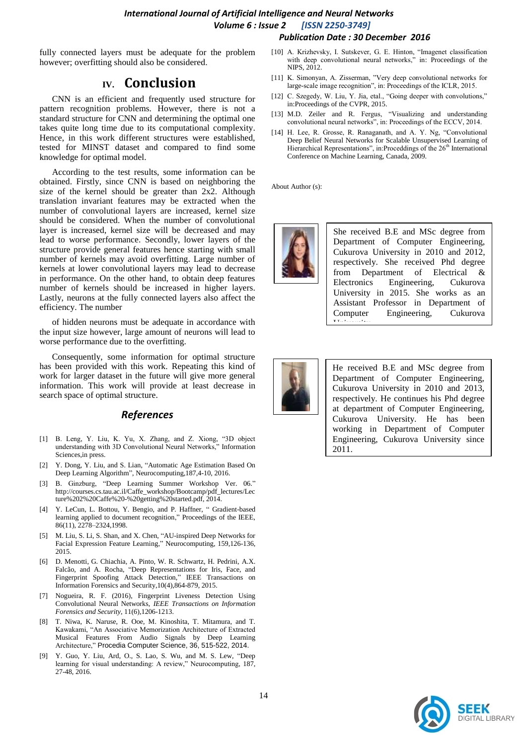fully connected layers must be adequate for the problem however; overfitting should also be considered.

## IV. Conclusion

CNN is an efficient and frequently used structure for pattern recognition problems. However, there is not a standard structure for CNN and determining the optimal one takes quite long time due to its computational complexity. Hence, in this work different structures were established, tested for MINST dataset and compared to find some knowledge for optimal model.

According to the test results, some information can be obtained. Firstly, since CNN is based on neighboring the size of the kernel should be greater than 2x2. Although translation invariant features may be extracted when the number of convolutional layers are increased, kernel size should be considered. When the number of convolutional layer is increased, kernel size will be decreased and may lead to worse performance. Secondly, lower layers of the structure provide general features hence starting with small number of kernels may avoid overfitting. Large number of kernels at lower convolutional layers may lead to decrease in performance. On the other hand, to obtain deep features number of kernels should be increased in higher layers. Lastly, neurons at the fully connected layers also affect the efficiency. The number

of hidden neurons must be adequate in accordance with the input size however, large amount of neurons will lead to worse performance due to the overfitting.

Consequently, some information for optimal structure has been provided with this work. Repeating this kind of work for larger dataset in the future will give more general information. This work will provide at least decrease in search space of optimal structure.

## *References*

[1] B. Leng, Y. Liu, K. Yu, X. Zhang, and Z. Xiong, "3D object understanding with 3D Convolutional Neural Networks," Information Sciences,in press.

[2] Y. Dong, Y. Liu, and S. Lian, "Automatic Age Estimation Based On Deep Learning Algorithm", Neurocomputing,187,4-10, 2016.

[3] B. Ginzburg, "Deep Learning Summer Workshop Ver. 06." http://courses.cs.tau.ac.il/Caffe_workshop/Bootcamp/pdf_lectures/Lecture%202%20Caffe%20-%20getting%20started.pdf, 2014.

[4] Y. LeCun, L. Bottou, Y. Bengio, and P. Haffner, " Gradient-based learning applied to document recognition," Proceedings of the IEEE, 86(11), 2278–2324,1998.

[5] M. Liu, S. Li, S. Shan, and X. Chen, "AU-inspired Deep Networks for Facial Expression Feature Learning," Neurocomputing, 159,126-136, 2015.

[6] D. Menotti, G. Chiachia, A. Pinto, W. R. Schwartz, H. Pedrini, A.X. Falcão, and A. Rocha, "Deep Representations for Iris, Face, and Fingerprint Spoofing Attack Detection," IEEE Transactions on Information Forensics and Security,10(4),864-879, 2015.

[7] Nogueira, R. F. (2016), Fingerprint Liveness Detection Using Convolutional Neural Networks, *IEEE Transactions on Information Forensics and Security*, 11(6),1206-1213.

[8] T. Niwa, K. Naruse, R. Ooe, M. Kinoshita, T. Mitamura, and T. Kawakami, "An Associative Memorization Architecture of Extracted Musical Features From Audio Signals by Deep Learning Architecture," Procedia Computer Science, 36, 515-522, 2014.

[9] Y. Guo, Y. Liu, Ard, O., S. Lao, S. Wu, and M. S. Lew, "Deep learning for visual understanding: A review," Neurocomputing, 187, 27-48, 2016.

[10] A. Krizhevsky, I. Sutskever, G. E. Hinton, "Imagenet classification with deep convolutional neural networks," in: Proceedings of the NIPS, 2012.

[11] K. Simonyan, A. Zisserman, "Very deep convolutional networks for large-scale image recognition", in: Proceedings of the ICLR, 2015.

[12] C. Szegedy, W. Liu, Y. Jia, etal., "Going deeper with convolutions," in:Proceedings of the CVPR, 2015.

[13] M.D. Zeiler and R. Fergus, "Visualizing and understanding convolutional neural networks", in: Proceedings of the ECCV, 2014.

[14] H. Lee, R. Grosse, R. Ranaganath, and A. Y. Ng, "Convolutional Deep Belief Neural Networks for Scalable Unsupervised Learning of Hierarchical Representations", in:Proceddings of the 26th International Conference on Machine Learning, Canada, 2009.

About Author (s):

She received B.E and MSc degree from Department of Computer Engineering, Cukurova University in 2010 and 2012, respectively. She received Phd degree from Department of Electrical & Electronics Engineering, Cukurova University in 2015. She works as an Assistant Professor in Department of Computer Engineering, Cukurova University.

He received B.E and MSc degree from Department of Computer Engineering, Cukurova University in 2010 and 2013, respectively. He continues his Phd degree at department of Computer Engineering, Cukurova University. He has been working in Department of Computer Engineering, Cukurova University since 2011.